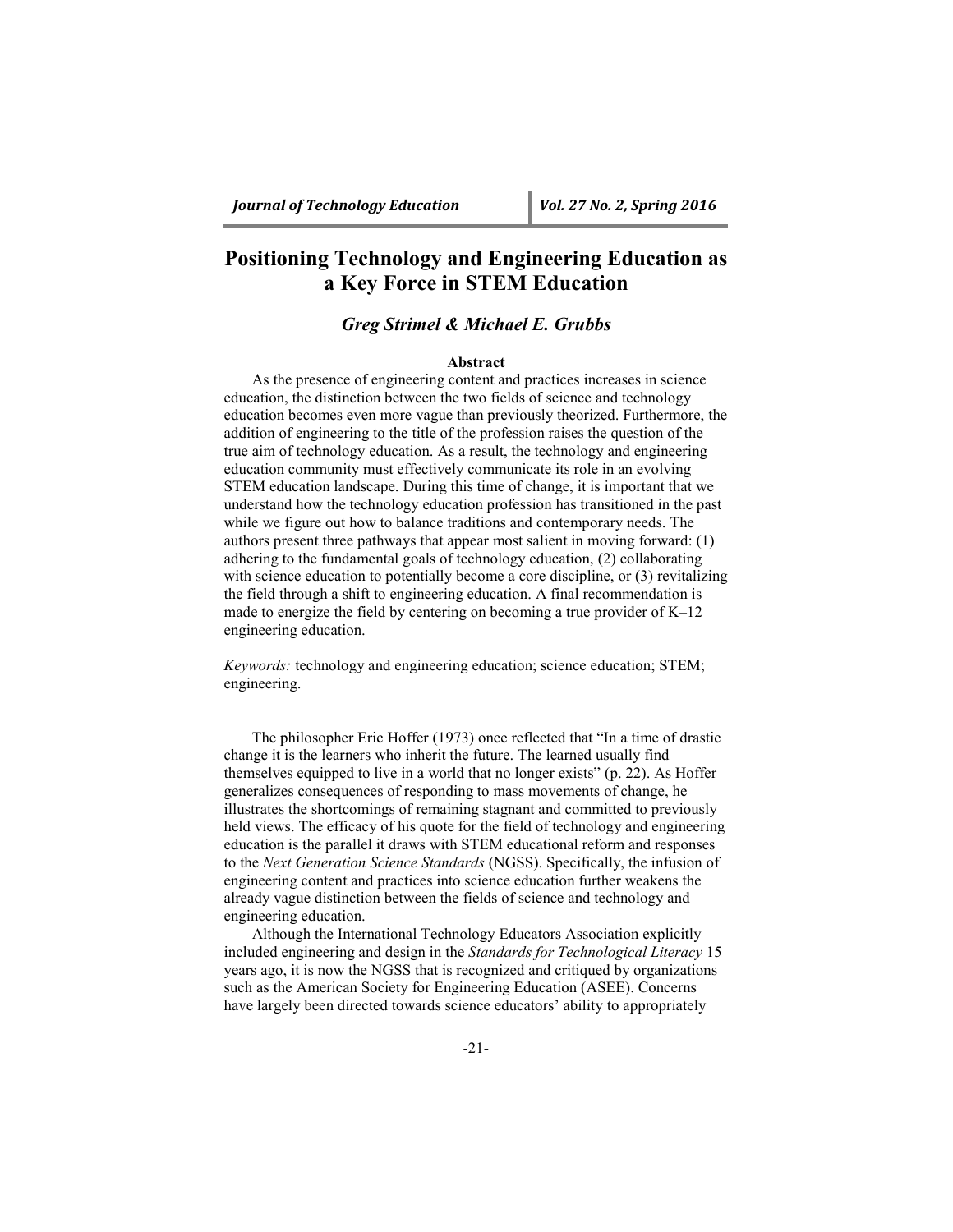# Positioning Technology and Engineering Education as a Key Force in STEM Education

***Greg Strimel & Michael E. Grubbs***

**Abstract**

As the presence of engineering content and practices increases in science education, the distinction between the two fields of science and technology education becomes even more vague than previously theorized. Furthermore, the addition of engineering to the title of the profession raises the question of the true aim of technology education. As a result, the technology and engineering education community must effectively communicate its role in an evolving STEM education landscape. During this time of change, it is important that we understand how the technology education profession has transitioned in the past while we figure out how to balance traditions and contemporary needs. The authors present three pathways that appear most salient in moving forward: (1) adhering to the fundamental goals of technology education, (2) collaborating with science education to potentially become a core discipline, or (3) revitalizing the field through a shift to engineering education. A final recommendation is made to energize the field by centering on becoming a true provider of K–12 engineering education.

*Keywords:* technology and engineering education; science education; STEM; engineering.

The philosopher Eric Hoffer (1973) once reflected that "In a time of drastic change it is the learners who inherit the future. The learned usually find themselves equipped to live in a world that no longer exists" (p. 22). As Hoffer generalizes consequences of responding to mass movements of change, he illustrates the shortcomings of remaining stagnant and committed to previously held views. The efficacy of his quote for the field of technology and engineering education is the parallel it draws with STEM educational reform and responses to the *Next Generation Science Standards* (NGSS). Specifically, the infusion of engineering content and practices into science education further weakens the already vague distinction between the fields of science and technology and engineering education.

Although the International Technology Educators Association explicitly included engineering and design in the *Standards for Technological Literacy* 15 years ago, it is now the NGSS that is recognized and critiqued by organizations such as the American Society for Engineering Education (ASEE). Concerns have largely been directed towards science educators' ability to appropriately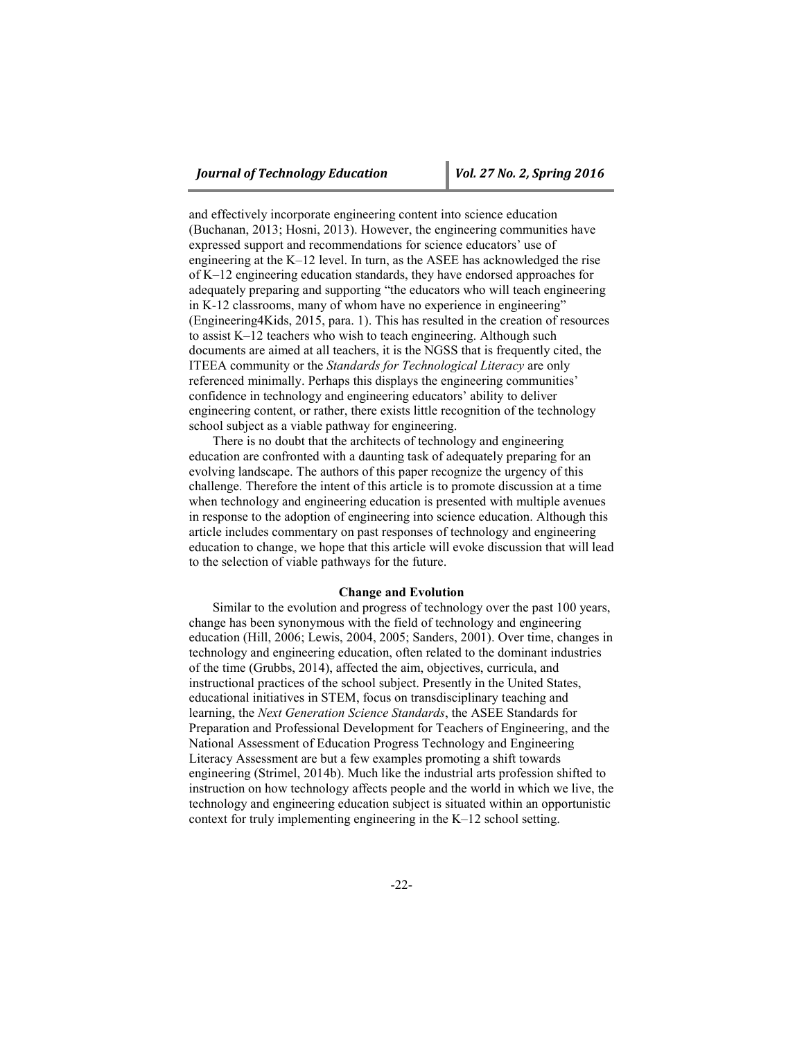and effectively incorporate engineering content into science education (Buchanan, 2013; Hosni, 2013). However, the engineering communities have expressed support and recommendations for science educators' use of engineering at the K–12 level. In turn, as the ASEE has acknowledged the rise of K–12 engineering education standards, they have endorsed approaches for adequately preparing and supporting "the educators who will teach engineering in K-12 classrooms, many of whom have no experience in engineering" (Engineering4Kids, 2015, para. 1). This has resulted in the creation of resources to assist K–12 teachers who wish to teach engineering. Although such documents are aimed at all teachers, it is the NGSS that is frequently cited, the ITEEA community or the *Standards for Technological Literacy* are only referenced minimally. Perhaps this displays the engineering communities' confidence in technology and engineering educators' ability to deliver engineering content, or rather, there exists little recognition of the technology school subject as a viable pathway for engineering.

There is no doubt that the architects of technology and engineering education are confronted with a daunting task of adequately preparing for an evolving landscape. The authors of this paper recognize the urgency of this challenge. Therefore the intent of this article is to promote discussion at a time when technology and engineering education is presented with multiple avenues in response to the adoption of engineering into science education. Although this article includes commentary on past responses of technology and engineering education to change, we hope that this article will evoke discussion that will lead to the selection of viable pathways for the future.

## Change and Evolution

Similar to the evolution and progress of technology over the past 100 years, change has been synonymous with the field of technology and engineering education (Hill, 2006; Lewis, 2004, 2005; Sanders, 2001). Over time, changes in technology and engineering education, often related to the dominant industries of the time (Grubbs, 2014), affected the aim, objectives, curricula, and instructional practices of the school subject. Presently in the United States, educational initiatives in STEM, focus on transdisciplinary teaching and learning, the *Next Generation Science Standards*, the ASEE Standards for Preparation and Professional Development for Teachers of Engineering, and the National Assessment of Education Progress Technology and Engineering Literacy Assessment are but a few examples promoting a shift towards engineering (Strimel, 2014b). Much like the industrial arts profession shifted to instruction on how technology affects people and the world in which we live, the technology and engineering education subject is situated within an opportunistic context for truly implementing engineering in the K–12 school setting.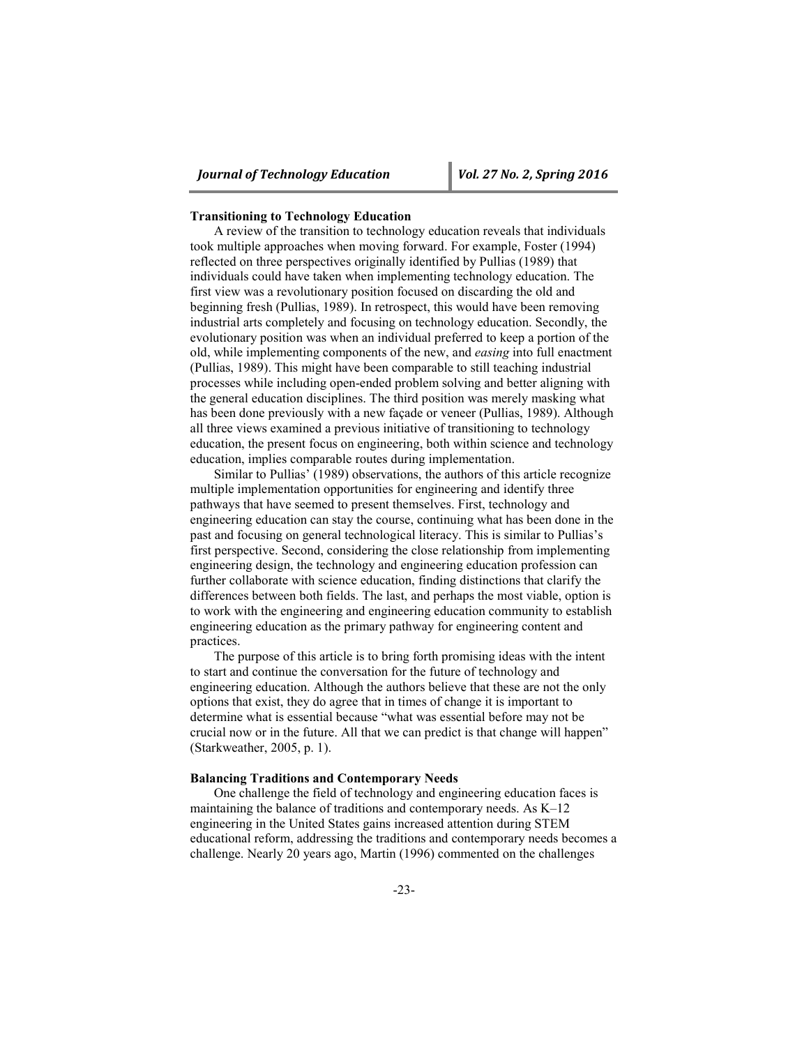### Transitioning to Technology Education

A review of the transition to technology education reveals that individuals took multiple approaches when moving forward. For example, Foster (1994) reflected on three perspectives originally identified by Pullias (1989) that individuals could have taken when implementing technology education. The first view was a revolutionary position focused on discarding the old and beginning fresh (Pullias, 1989). In retrospect, this would have been removing industrial arts completely and focusing on technology education. Secondly, the evolutionary position was when an individual preferred to keep a portion of the old, while implementing components of the new, and *easing* into full enactment (Pullias, 1989). This might have been comparable to still teaching industrial processes while including open-ended problem solving and better aligning with the general education disciplines. The third position was merely masking what has been done previously with a new façade or veneer (Pullias, 1989). Although all three views examined a previous initiative of transitioning to technology education, the present focus on engineering, both within science and technology education, implies comparable routes during implementation.

Similar to Pullias' (1989) observations, the authors of this article recognize multiple implementation opportunities for engineering and identify three pathways that have seemed to present themselves. First, technology and engineering education can stay the course, continuing what has been done in the past and focusing on general technological literacy. This is similar to Pullias's first perspective. Second, considering the close relationship from implementing engineering design, the technology and engineering education profession can further collaborate with science education, finding distinctions that clarify the differences between both fields. The last, and perhaps the most viable, option is to work with the engineering and engineering education community to establish engineering education as the primary pathway for engineering content and practices.

The purpose of this article is to bring forth promising ideas with the intent to start and continue the conversation for the future of technology and engineering education. Although the authors believe that these are not the only options that exist, they do agree that in times of change it is important to determine what is essential because "what was essential before may not be crucial now or in the future. All that we can predict is that change will happen" (Starkweather, 2005, p. 1).

### Balancing Traditions and Contemporary Needs

One challenge the field of technology and engineering education faces is maintaining the balance of traditions and contemporary needs. As K–12 engineering in the United States gains increased attention during STEM educational reform, addressing the traditions and contemporary needs becomes a challenge. Nearly 20 years ago, Martin (1996) commented on the challenges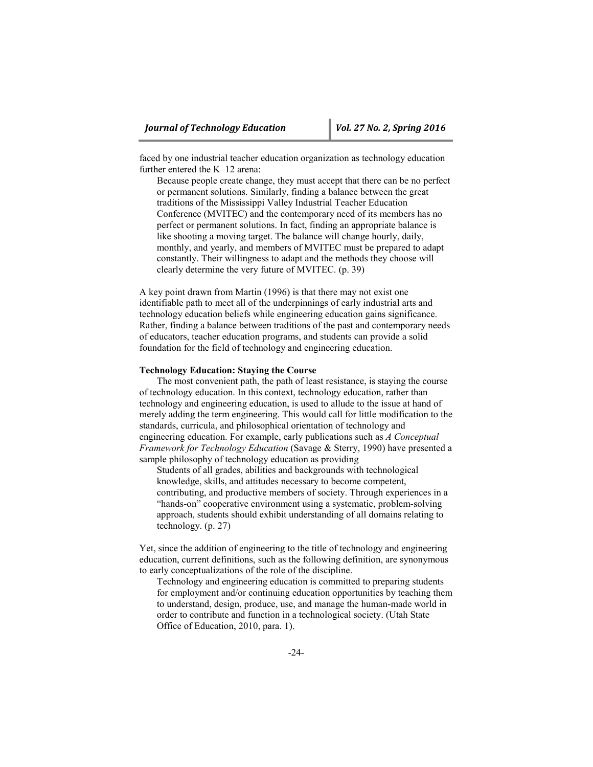faced by one industrial teacher education organization as technology education further entered the K–12 arena:

> Because people create change, they must accept that there can be no perfect or permanent solutions. Similarly, finding a balance between the great traditions of the Mississippi Valley Industrial Teacher Education Conference (MVITEC) and the contemporary need of its members has no perfect or permanent solutions. In fact, finding an appropriate balance is like shooting a moving target. The balance will change hourly, daily, monthly, and yearly, and members of MVITEC must be prepared to adapt constantly. Their willingness to adapt and the methods they choose will clearly determine the very future of MVITEC. (p. 39)

A key point drawn from Martin (1996) is that there may not exist one identifiable path to meet all of the underpinnings of early industrial arts and technology education beliefs while engineering education gains significance. Rather, finding a balance between traditions of the past and contemporary needs of educators, teacher education programs, and students can provide a solid foundation for the field of technology and engineering education.

**Technology Education: Staying the Course**

The most convenient path, the path of least resistance, is staying the course of technology education. In this context, technology education, rather than technology and engineering education, is used to allude to the issue at hand of merely adding the term engineering. This would call for little modification to the standards, curricula, and philosophical orientation of technology and engineering education. For example, early publications such as *A Conceptual Framework for Technology Education* (Savage & Sterry, 1990) have presented a sample philosophy of technology education as providing

> Students of all grades, abilities and backgrounds with technological knowledge, skills, and attitudes necessary to become competent, contributing, and productive members of society. Through experiences in a "hands-on" cooperative environment using a systematic, problem-solving approach, students should exhibit understanding of all domains relating to technology. (p. 27)

Yet, since the addition of engineering to the title of technology and engineering education, current definitions, such as the following definition, are synonymous to early conceptualizations of the role of the discipline.

> Technology and engineering education is committed to preparing students for employment and/or continuing education opportunities by teaching them to understand, design, produce, use, and manage the human-made world in order to contribute and function in a technological society. (Utah State Office of Education, 2010, para. 1).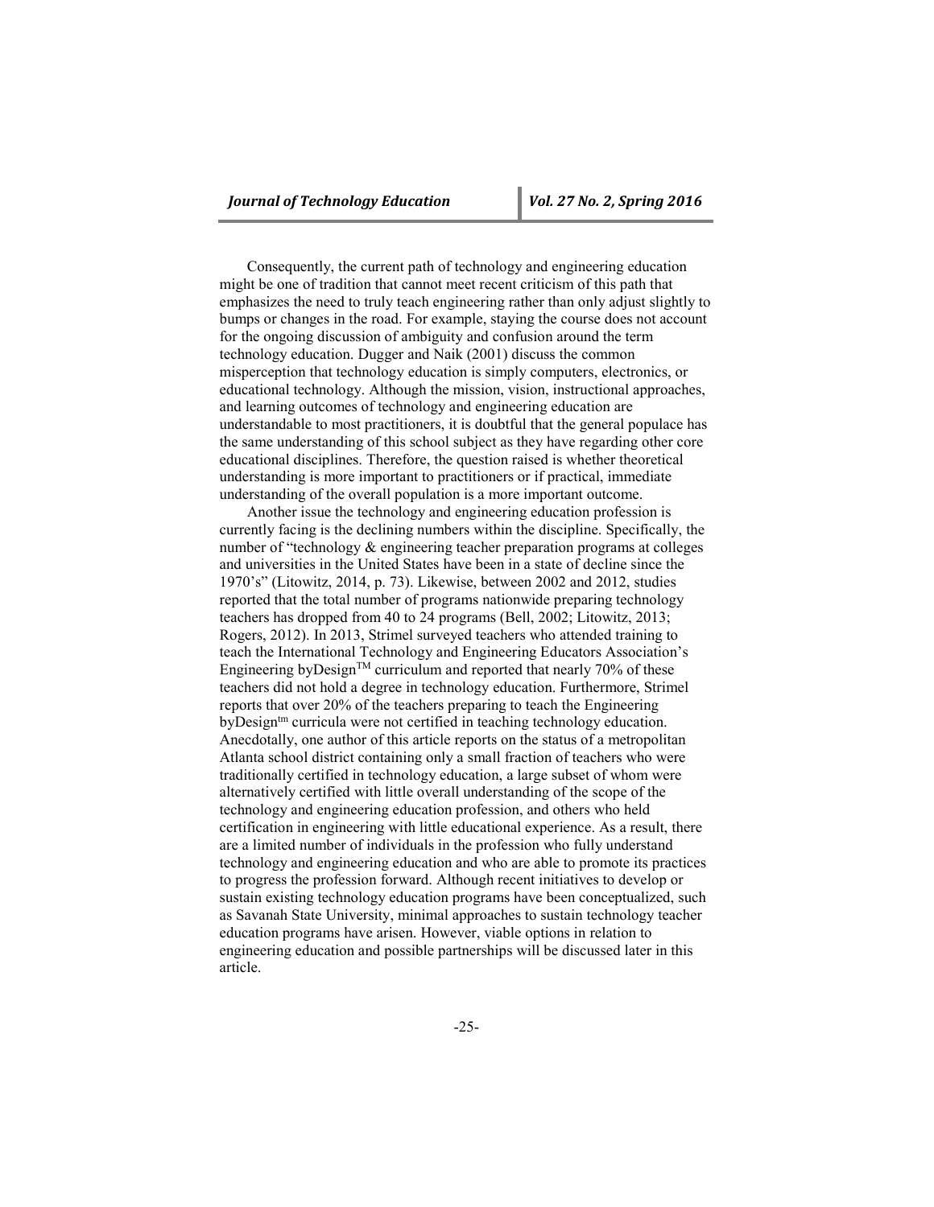Consequently, the current path of technology and engineering education might be one of tradition that cannot meet recent criticism of this path that emphasizes the need to truly teach engineering rather than only adjust slightly to bumps or changes in the road. For example, staying the course does not account for the ongoing discussion of ambiguity and confusion around the term technology education. Dugger and Naik (2001) discuss the common misperception that technology education is simply computers, electronics, or educational technology. Although the mission, vision, instructional approaches, and learning outcomes of technology and engineering education are understandable to most practitioners, it is doubtful that the general populace has the same understanding of this school subject as they have regarding other core educational disciplines. Therefore, the question raised is whether theoretical understanding is more important to practitioners or if practical, immediate understanding of the overall population is a more important outcome.

Another issue the technology and engineering education profession is currently facing is the declining numbers within the discipline. Specifically, the number of "technology & engineering teacher preparation programs at colleges and universities in the United States have been in a state of decline since the 1970's" (Litowitz, 2014, p. 73). Likewise, between 2002 and 2012, studies reported that the total number of programs nationwide preparing technology teachers has dropped from 40 to 24 programs (Bell, 2002; Litowitz, 2013; Rogers, 2012). In 2013, Strimel surveyed teachers who attended training to teach the International Technology and Engineering Educators Association's Engineering byDesign™ curriculum and reported that nearly 70% of these teachers did not hold a degree in technology education. Furthermore, Strimel reports that over 20% of the teachers preparing to teach the Engineering byDesign™ curricula were not certified in teaching technology education. Anecdotally, one author of this article reports on the status of a metropolitan Atlanta school district containing only a small fraction of teachers who were traditionally certified in technology education, a large subset of whom were alternatively certified with little overall understanding of the scope of the technology and engineering education profession, and others who held certification in engineering with little educational experience. As a result, there are a limited number of individuals in the profession who fully understand technology and engineering education and who are able to promote its practices to progress the profession forward. Although recent initiatives to develop or sustain existing technology education programs have been conceptualized, such as Savanah State University, minimal approaches to sustain technology teacher education programs have arisen. However, viable options in relation to engineering education and possible partnerships will be discussed later in this article.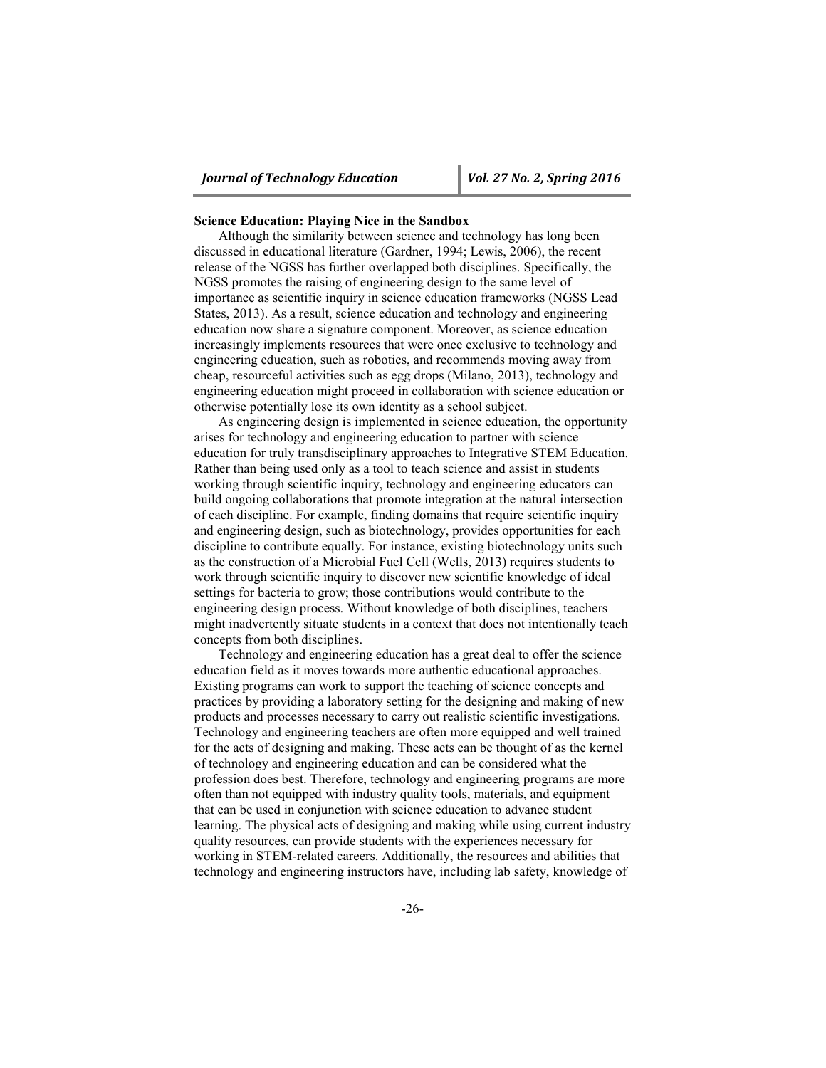### Science Education: Playing Nice in the Sandbox

Although the similarity between science and technology has long been discussed in educational literature (Gardner, 1994; Lewis, 2006), the recent release of the NGSS has further overlapped both disciplines. Specifically, the NGSS promotes the raising of engineering design to the same level of importance as scientific inquiry in science education frameworks (NGSS Lead States, 2013). As a result, science education and technology and engineering education now share a signature component. Moreover, as science education increasingly implements resources that were once exclusive to technology and engineering education, such as robotics, and recommends moving away from cheap, resourceful activities such as egg drops (Milano, 2013), technology and engineering education might proceed in collaboration with science education or otherwise potentially lose its own identity as a school subject.

As engineering design is implemented in science education, the opportunity arises for technology and engineering education to partner with science education for truly transdisciplinary approaches to Integrative STEM Education. Rather than being used only as a tool to teach science and assist in students working through scientific inquiry, technology and engineering educators can build ongoing collaborations that promote integration at the natural intersection of each discipline. For example, finding domains that require scientific inquiry and engineering design, such as biotechnology, provides opportunities for each discipline to contribute equally. For instance, existing biotechnology units such as the construction of a Microbial Fuel Cell (Wells, 2013) requires students to work through scientific inquiry to discover new scientific knowledge of ideal settings for bacteria to grow; those contributions would contribute to the engineering design process. Without knowledge of both disciplines, teachers might inadvertently situate students in a context that does not intentionally teach concepts from both disciplines.

Technology and engineering education has a great deal to offer the science education field as it moves towards more authentic educational approaches. Existing programs can work to support the teaching of science concepts and practices by providing a laboratory setting for the designing and making of new products and processes necessary to carry out realistic scientific investigations. Technology and engineering teachers are often more equipped and well trained for the acts of designing and making. These acts can be thought of as the kernel of technology and engineering education and can be considered what the profession does best. Therefore, technology and engineering programs are more often than not equipped with industry quality tools, materials, and equipment that can be used in conjunction with science education to advance student learning. The physical acts of designing and making while using current industry quality resources, can provide students with the experiences necessary for working in STEM-related careers. Additionally, the resources and abilities that technology and engineering instructors have, including lab safety, knowledge of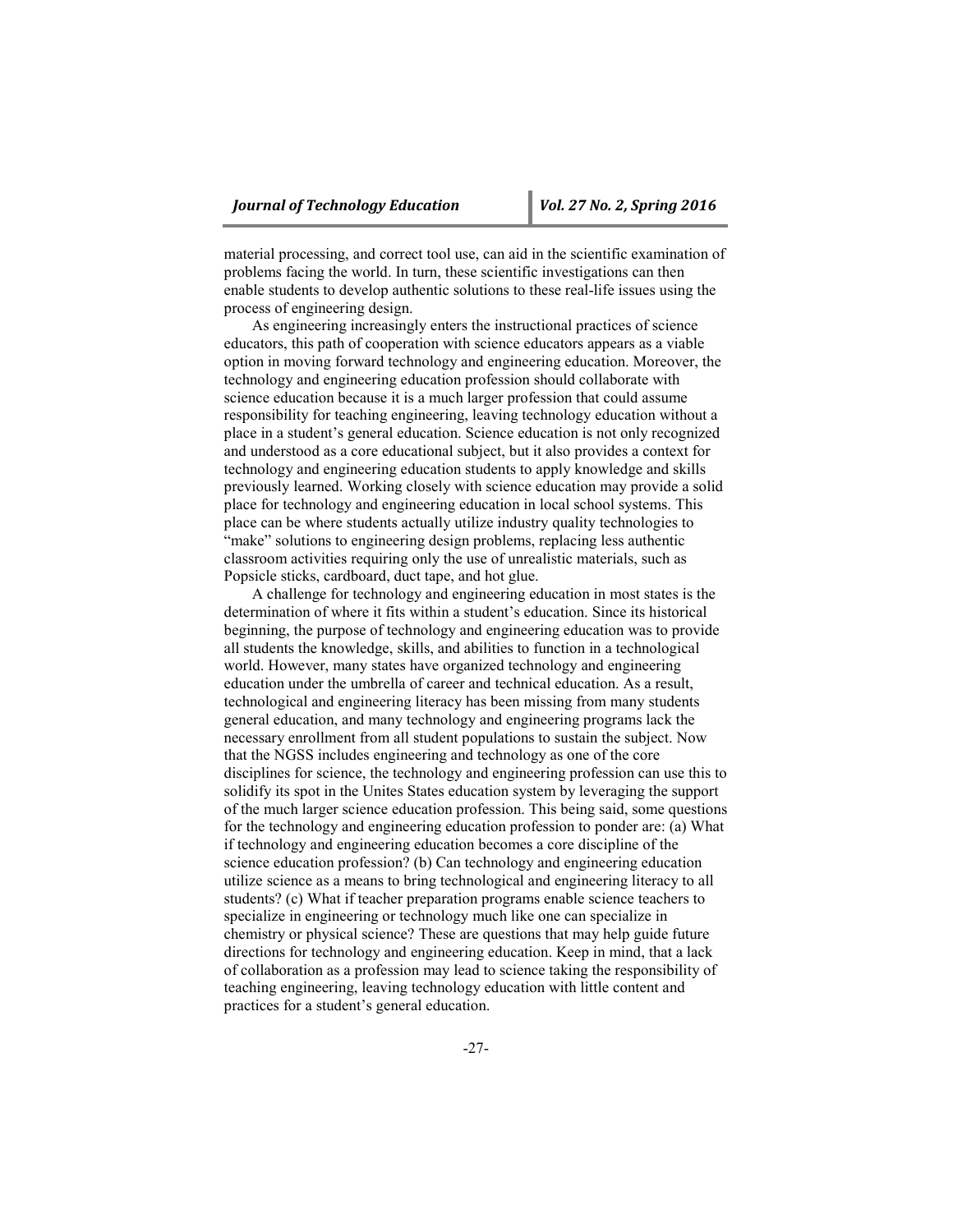material processing, and correct tool use, can aid in the scientific examination of problems facing the world. In turn, these scientific investigations can then enable students to develop authentic solutions to these real-life issues using the process of engineering design.

As engineering increasingly enters the instructional practices of science educators, this path of cooperation with science educators appears as a viable option in moving forward technology and engineering education. Moreover, the technology and engineering education profession should collaborate with science education because it is a much larger profession that could assume responsibility for teaching engineering, leaving technology education without a place in a student's general education. Science education is not only recognized and understood as a core educational subject, but it also provides a context for technology and engineering education students to apply knowledge and skills previously learned. Working closely with science education may provide a solid place for technology and engineering education in local school systems. This place can be where students actually utilize industry quality technologies to "make" solutions to engineering design problems, replacing less authentic classroom activities requiring only the use of unrealistic materials, such as Popsicle sticks, cardboard, duct tape, and hot glue.

A challenge for technology and engineering education in most states is the determination of where it fits within a student's education. Since its historical beginning, the purpose of technology and engineering education was to provide all students the knowledge, skills, and abilities to function in a technological world. However, many states have organized technology and engineering education under the umbrella of career and technical education. As a result, technological and engineering literacy has been missing from many students general education, and many technology and engineering programs lack the necessary enrollment from all student populations to sustain the subject. Now that the NGSS includes engineering and technology as one of the core disciplines for science, the technology and engineering profession can use this to solidify its spot in the Unites States education system by leveraging the support of the much larger science education profession. This being said, some questions for the technology and engineering education profession to ponder are: (a) What if technology and engineering education becomes a core discipline of the science education profession? (b) Can technology and engineering education utilize science as a means to bring technological and engineering literacy to all students? (c) What if teacher preparation programs enable science teachers to specialize in engineering or technology much like one can specialize in chemistry or physical science? These are questions that may help guide future directions for technology and engineering education. Keep in mind, that a lack of collaboration as a profession may lead to science taking the responsibility of teaching engineering, leaving technology education with little content and practices for a student's general education.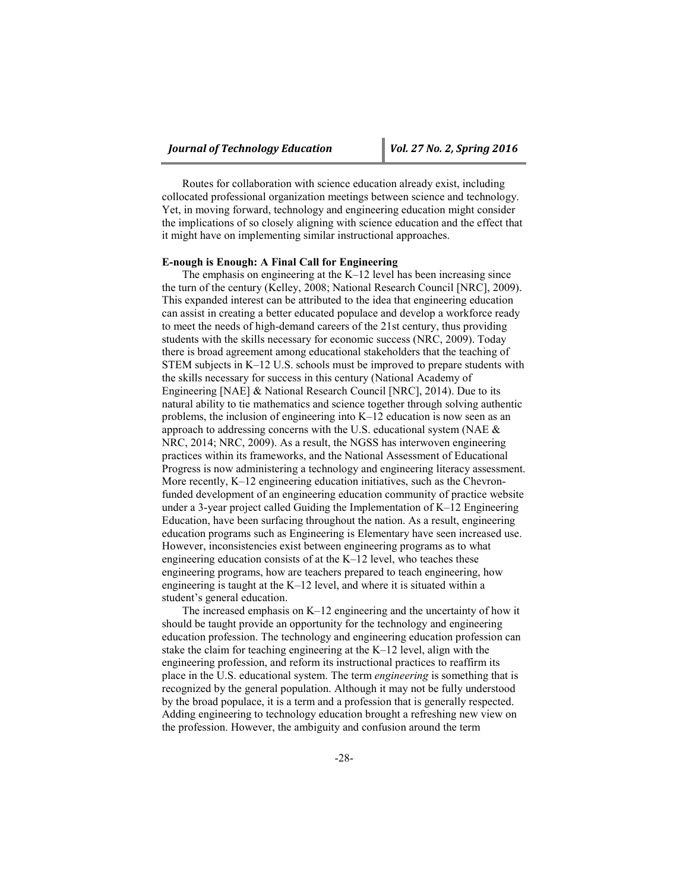Routes for collaboration with science education already exist, including collocated professional organization meetings between science and technology. Yet, in moving forward, technology and engineering education might consider the implications of so closely aligning with science education and the effect that it might have on implementing similar instructional approaches.

### E-nough is Enough: A Final Call for Engineering

The emphasis on engineering at the K–12 level has been increasing since the turn of the century (Kelley, 2008; National Research Council [NRC], 2009). This expanded interest can be attributed to the idea that engineering education can assist in creating a better educated populace and develop a workforce ready to meet the needs of high-demand careers of the 21st century, thus providing students with the skills necessary for economic success (NRC, 2009). Today there is broad agreement among educational stakeholders that the teaching of STEM subjects in K–12 U.S. schools must be improved to prepare students with the skills necessary for success in this century (National Academy of Engineering [NAE] & National Research Council [NRC], 2014). Due to its natural ability to tie mathematics and science together through solving authentic problems, the inclusion of engineering into K–12 education is now seen as an approach to addressing concerns with the U.S. educational system (NAE & NRC, 2014; NRC, 2009). As a result, the NGSS has interwoven engineering practices within its frameworks, and the National Assessment of Educational Progress is now administering a technology and engineering literacy assessment. More recently, K–12 engineering education initiatives, such as the Chevron-funded development of an engineering education community of practice website under a 3-year project called Guiding the Implementation of K–12 Engineering Education, have been surfacing throughout the nation. As a result, engineering education programs such as Engineering is Elementary have seen increased use. However, inconsistencies exist between engineering programs as to what engineering education consists of at the K–12 level, who teaches these engineering programs, how are teachers prepared to teach engineering, how engineering is taught at the K–12 level, and where it is situated within a student's general education.

The increased emphasis on K–12 engineering and the uncertainty of how it should be taught provide an opportunity for the technology and engineering education profession. The technology and engineering education profession can stake the claim for teaching engineering at the K–12 level, align with the engineering profession, and reform its instructional practices to reaffirm its place in the U.S. educational system. The term *engineering* is something that is recognized by the general population. Although it may not be fully understood by the broad populace, it is a term and a profession that is generally respected. Adding engineering to technology education brought a refreshing new view on the profession. However, the ambiguity and confusion around the term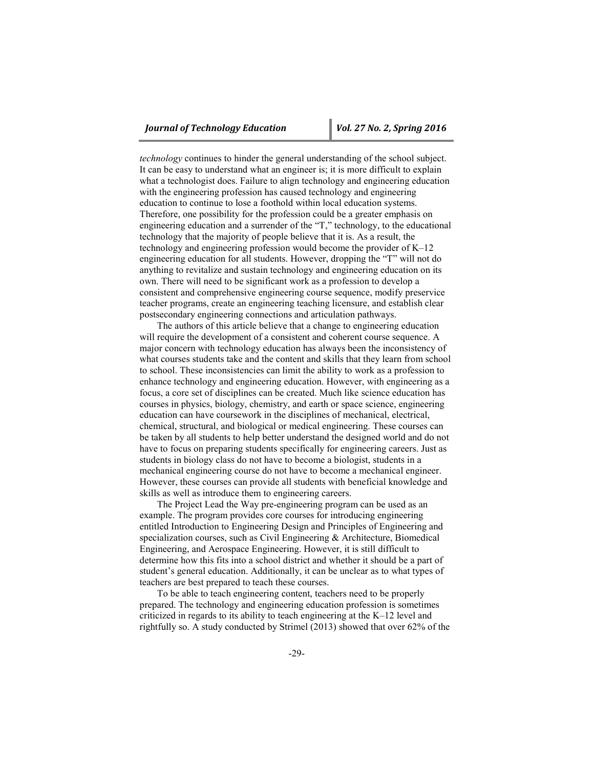*technology* continues to hinder the general understanding of the school subject. It can be easy to understand what an engineer is; it is more difficult to explain what a technologist does. Failure to align technology and engineering education with the engineering profession has caused technology and engineering education to continue to lose a foothold within local education systems. Therefore, one possibility for the profession could be a greater emphasis on engineering education and a surrender of the "T," technology, to the educational technology that the majority of people believe that it is. As a result, the technology and engineering profession would become the provider of K–12 engineering education for all students. However, dropping the "T" will not do anything to revitalize and sustain technology and engineering education on its own. There will need to be significant work as a profession to develop a consistent and comprehensive engineering course sequence, modify preservice teacher programs, create an engineering teaching licensure, and establish clear postsecondary engineering connections and articulation pathways.

The authors of this article believe that a change to engineering education will require the development of a consistent and coherent course sequence. A major concern with technology education has always been the inconsistency of what courses students take and the content and skills that they learn from school to school. These inconsistencies can limit the ability to work as a profession to enhance technology and engineering education. However, with engineering as a focus, a core set of disciplines can be created. Much like science education has courses in physics, biology, chemistry, and earth or space science, engineering education can have coursework in the disciplines of mechanical, electrical, chemical, structural, and biological or medical engineering. These courses can be taken by all students to help better understand the designed world and do not have to focus on preparing students specifically for engineering careers. Just as students in biology class do not have to become a biologist, students in a mechanical engineering course do not have to become a mechanical engineer. However, these courses can provide all students with beneficial knowledge and skills as well as introduce them to engineering careers.

The Project Lead the Way pre-engineering program can be used as an example. The program provides core courses for introducing engineering entitled Introduction to Engineering Design and Principles of Engineering and specialization courses, such as Civil Engineering & Architecture, Biomedical Engineering, and Aerospace Engineering. However, it is still difficult to determine how this fits into a school district and whether it should be a part of student's general education. Additionally, it can be unclear as to what types of teachers are best prepared to teach these courses.

To be able to teach engineering content, teachers need to be properly prepared. The technology and engineering education profession is sometimes criticized in regards to its ability to teach engineering at the K–12 level and rightfully so. A study conducted by Strimel (2013) showed that over 62% of the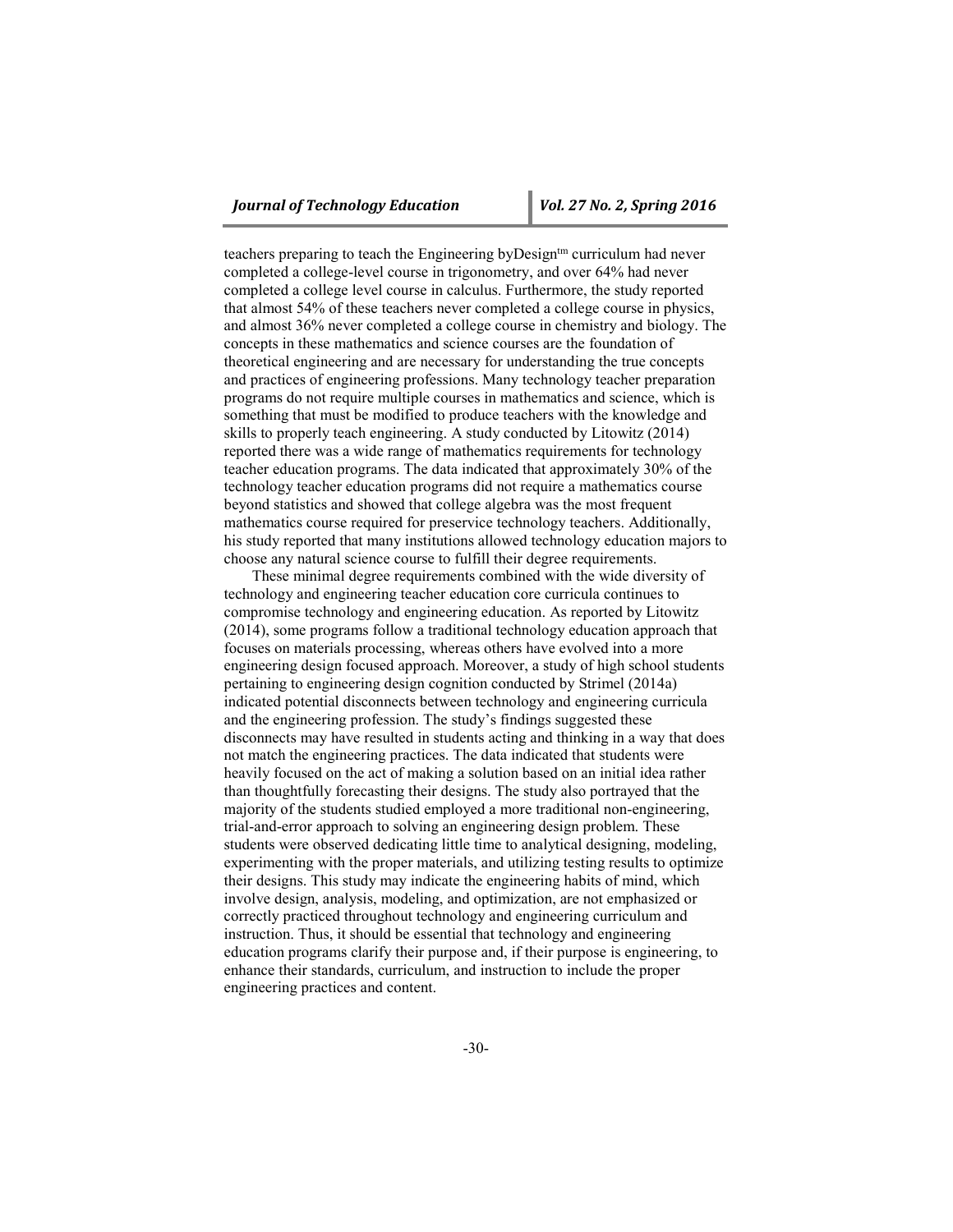teachers preparing to teach the Engineering byDesign™ curriculum had never completed a college-level course in trigonometry, and over 64% had never completed a college level course in calculus. Furthermore, the study reported that almost 54% of these teachers never completed a college course in physics, and almost 36% never completed a college course in chemistry and biology. The concepts in these mathematics and science courses are the foundation of theoretical engineering and are necessary for understanding the true concepts and practices of engineering professions. Many technology teacher preparation programs do not require multiple courses in mathematics and science, which is something that must be modified to produce teachers with the knowledge and skills to properly teach engineering. A study conducted by Litowitz (2014) reported there was a wide range of mathematics requirements for technology teacher education programs. The data indicated that approximately 30% of the technology teacher education programs did not require a mathematics course beyond statistics and showed that college algebra was the most frequent mathematics course required for preservice technology teachers. Additionally, his study reported that many institutions allowed technology education majors to choose any natural science course to fulfill their degree requirements.

These minimal degree requirements combined with the wide diversity of technology and engineering teacher education core curricula continues to compromise technology and engineering education. As reported by Litowitz (2014), some programs follow a traditional technology education approach that focuses on materials processing, whereas others have evolved into a more engineering design focused approach. Moreover, a study of high school students pertaining to engineering design cognition conducted by Strimel (2014a) indicated potential disconnects between technology and engineering curricula and the engineering profession. The study's findings suggested these disconnects may have resulted in students acting and thinking in a way that does not match the engineering practices. The data indicated that students were heavily focused on the act of making a solution based on an initial idea rather than thoughtfully forecasting their designs. The study also portrayed that the majority of the students studied employed a more traditional non-engineering, trial-and-error approach to solving an engineering design problem. These students were observed dedicating little time to analytical designing, modeling, experimenting with the proper materials, and utilizing testing results to optimize their designs. This study may indicate the engineering habits of mind, which involve design, analysis, modeling, and optimization, are not emphasized or correctly practiced throughout technology and engineering curriculum and instruction. Thus, it should be essential that technology and engineering education programs clarify their purpose and, if their purpose is engineering, to enhance their standards, curriculum, and instruction to include the proper engineering practices and content.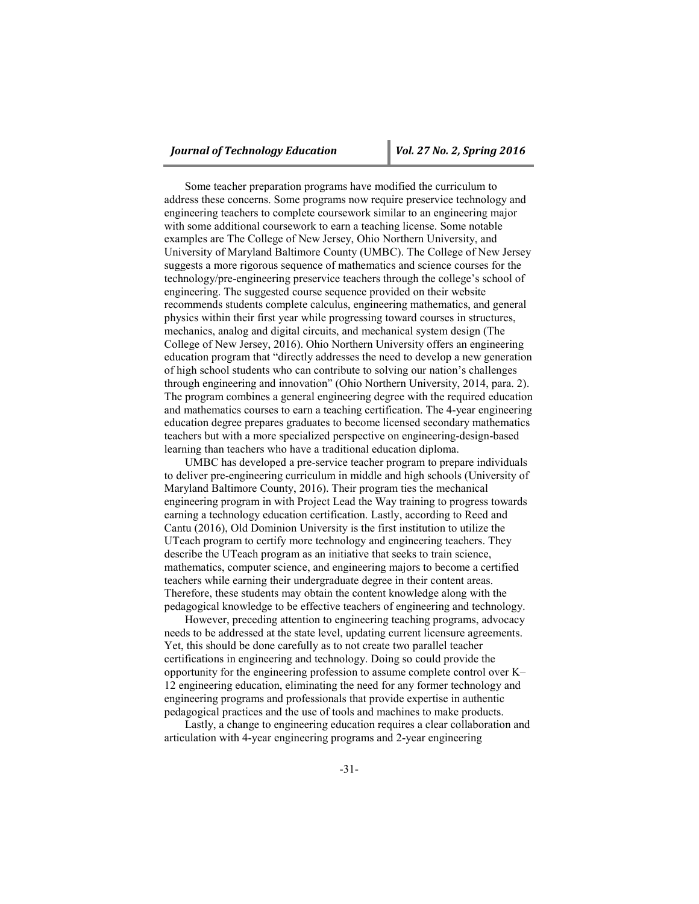Some teacher preparation programs have modified the curriculum to address these concerns. Some programs now require preservice technology and engineering teachers to complete coursework similar to an engineering major with some additional coursework to earn a teaching license. Some notable examples are The College of New Jersey, Ohio Northern University, and University of Maryland Baltimore County (UMBC). The College of New Jersey suggests a more rigorous sequence of mathematics and science courses for the technology/pre-engineering preservice teachers through the college's school of engineering. The suggested course sequence provided on their website recommends students complete calculus, engineering mathematics, and general physics within their first year while progressing toward courses in structures, mechanics, analog and digital circuits, and mechanical system design (The College of New Jersey, 2016). Ohio Northern University offers an engineering education program that "directly addresses the need to develop a new generation of high school students who can contribute to solving our nation's challenges through engineering and innovation" (Ohio Northern University, 2014, para. 2). The program combines a general engineering degree with the required education and mathematics courses to earn a teaching certification. The 4-year engineering education degree prepares graduates to become licensed secondary mathematics teachers but with a more specialized perspective on engineering-design-based learning than teachers who have a traditional education diploma.

UMBC has developed a pre-service teacher program to prepare individuals to deliver pre-engineering curriculum in middle and high schools (University of Maryland Baltimore County, 2016). Their program ties the mechanical engineering program in with Project Lead the Way training to progress towards earning a technology education certification. Lastly, according to Reed and Cantu (2016), Old Dominion University is the first institution to utilize the UTeach program to certify more technology and engineering teachers. They describe the UTeach program as an initiative that seeks to train science, mathematics, computer science, and engineering majors to become a certified teachers while earning their undergraduate degree in their content areas. Therefore, these students may obtain the content knowledge along with the pedagogical knowledge to be effective teachers of engineering and technology.

However, preceding attention to engineering teaching programs, advocacy needs to be addressed at the state level, updating current licensure agreements. Yet, this should be done carefully as to not create two parallel teacher certifications in engineering and technology. Doing so could provide the opportunity for the engineering profession to assume complete control over K–12 engineering education, eliminating the need for any former technology and engineering programs and professionals that provide expertise in authentic pedagogical practices and the use of tools and machines to make products.

Lastly, a change to engineering education requires a clear collaboration and articulation with 4-year engineering programs and 2-year engineering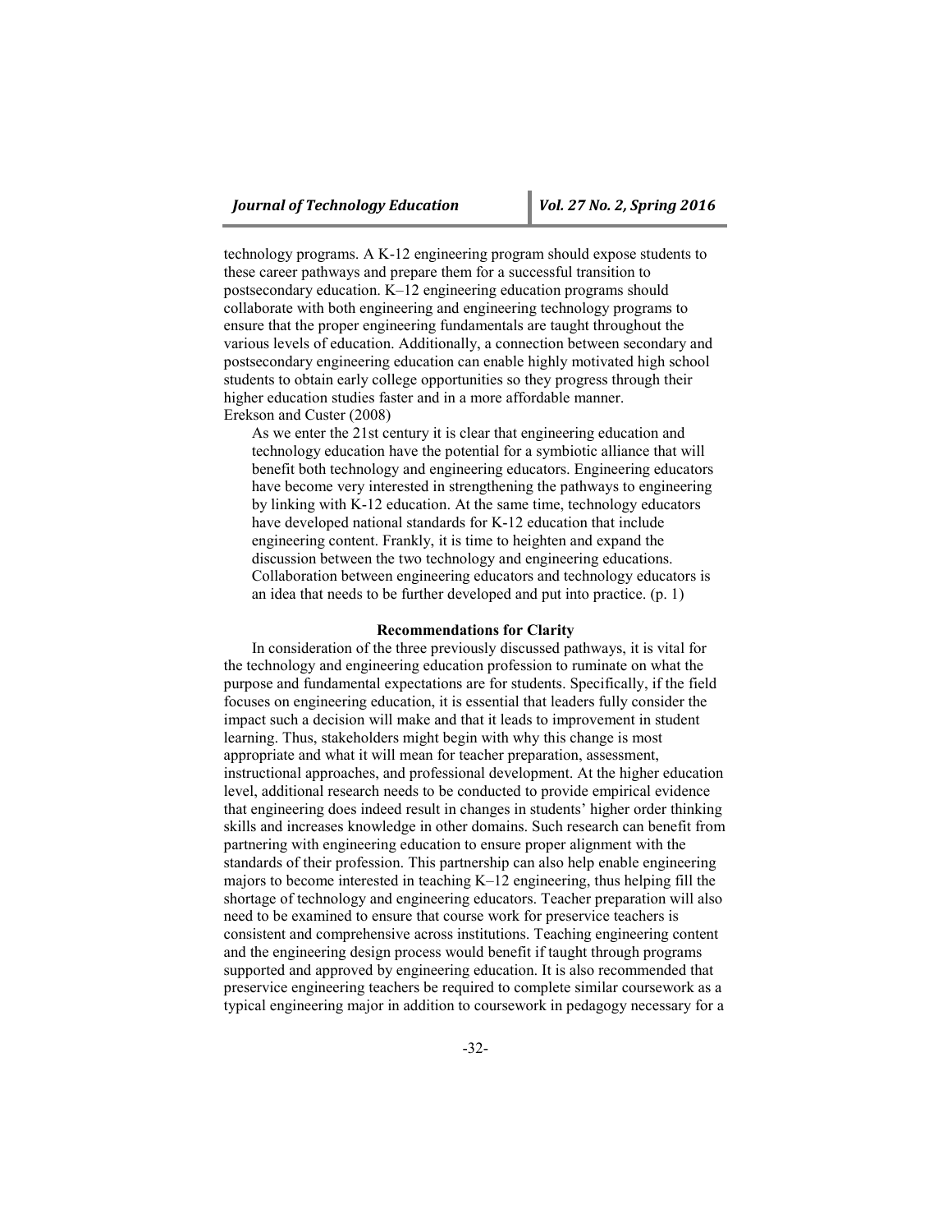technology programs. A K-12 engineering program should expose students to these career pathways and prepare them for a successful transition to postsecondary education. K–12 engineering education programs should collaborate with both engineering and engineering technology programs to ensure that the proper engineering fundamentals are taught throughout the various levels of education. Additionally, a connection between secondary and postsecondary engineering education can enable highly motivated high school students to obtain early college opportunities so they progress through their higher education studies faster and in a more affordable manner.

Erekson and Custer (2008)

> As we enter the 21st century it is clear that engineering education and technology education have the potential for a symbiotic alliance that will benefit both technology and engineering educators. Engineering educators have become very interested in strengthening the pathways to engineering by linking with K-12 education. At the same time, technology educators have developed national standards for K-12 education that include engineering content. Frankly, it is time to heighten and expand the discussion between the two technology and engineering educations. Collaboration between engineering educators and technology educators is an idea that needs to be further developed and put into practice. (p. 1)

## Recommendations for Clarity

In consideration of the three previously discussed pathways, it is vital for the technology and engineering education profession to ruminate on what the purpose and fundamental expectations are for students. Specifically, if the field focuses on engineering education, it is essential that leaders fully consider the impact such a decision will make and that it leads to improvement in student learning. Thus, stakeholders might begin with why this change is most appropriate and what it will mean for teacher preparation, assessment, instructional approaches, and professional development. At the higher education level, additional research needs to be conducted to provide empirical evidence that engineering does indeed result in changes in students' higher order thinking skills and increases knowledge in other domains. Such research can benefit from partnering with engineering education to ensure proper alignment with the standards of their profession. This partnership can also help enable engineering majors to become interested in teaching K–12 engineering, thus helping fill the shortage of technology and engineering educators. Teacher preparation will also need to be examined to ensure that course work for preservice teachers is consistent and comprehensive across institutions. Teaching engineering content and the engineering design process would benefit if taught through programs supported and approved by engineering education. It is also recommended that preservice engineering teachers be required to complete similar coursework as a typical engineering major in addition to coursework in pedagogy necessary for a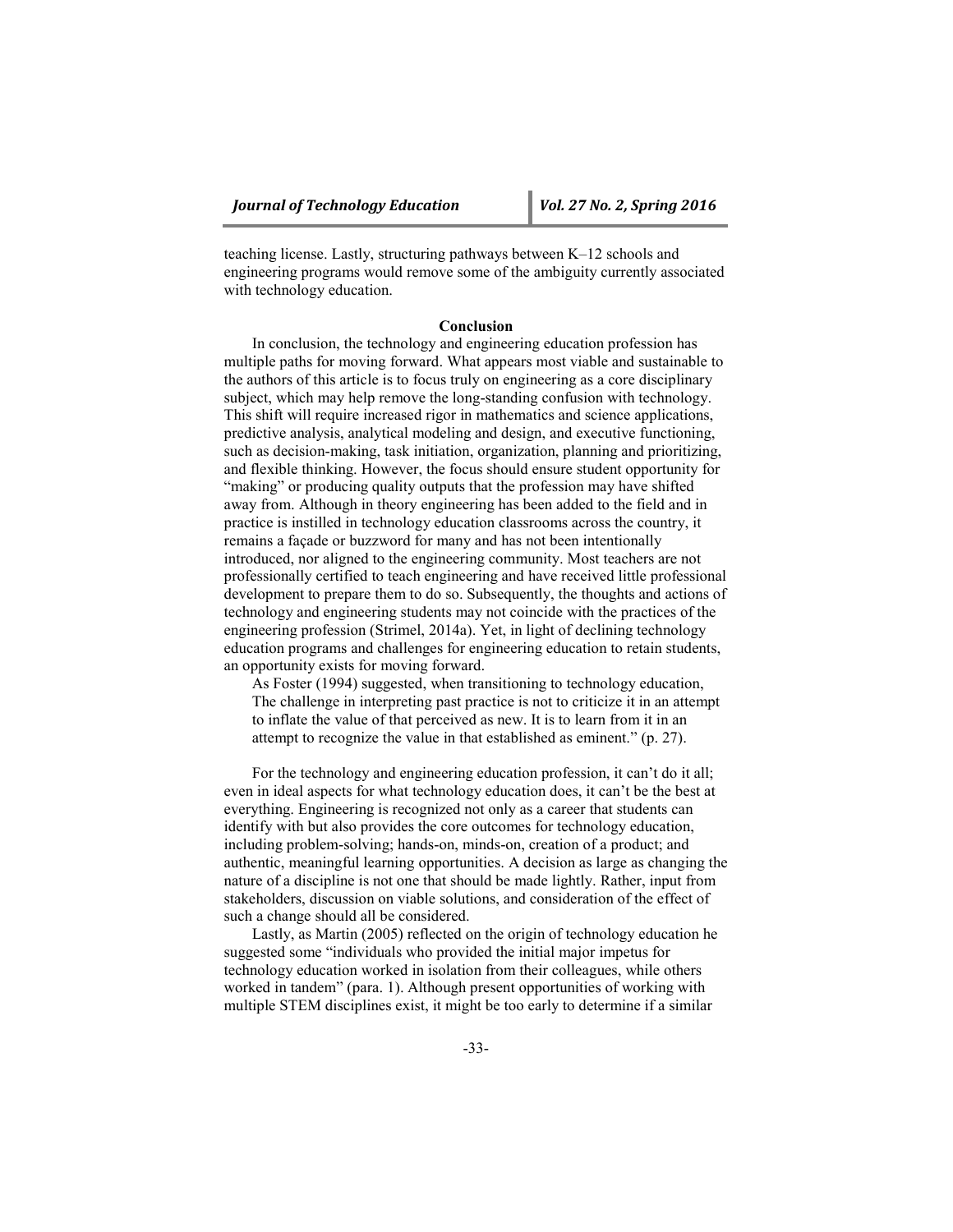teaching license. Lastly, structuring pathways between K–12 schools and engineering programs would remove some of the ambiguity currently associated with technology education.

## Conclusion

In conclusion, the technology and engineering education profession has multiple paths for moving forward. What appears most viable and sustainable to the authors of this article is to focus truly on engineering as a core disciplinary subject, which may help remove the long-standing confusion with technology. This shift will require increased rigor in mathematics and science applications, predictive analysis, analytical modeling and design, and executive functioning, such as decision-making, task initiation, organization, planning and prioritizing, and flexible thinking. However, the focus should ensure student opportunity for "making" or producing quality outputs that the profession may have shifted away from. Although in theory engineering has been added to the field and in practice is instilled in technology education classrooms across the country, it remains a façade or buzzword for many and has not been intentionally introduced, nor aligned to the engineering community. Most teachers are not professionally certified to teach engineering and have received little professional development to prepare them to do so. Subsequently, the thoughts and actions of technology and engineering students may not coincide with the practices of the engineering profession (Strimel, 2014a). Yet, in light of declining technology education programs and challenges for engineering education to retain students, an opportunity exists for moving forward.

As Foster (1994) suggested, when transitioning to technology education,

> The challenge in interpreting past practice is not to criticize it in an attempt to inflate the value of that perceived as new. It is to learn from it in an attempt to recognize the value in that established as eminent." (p. 27).

For the technology and engineering education profession, it can't do it all; even in ideal aspects for what technology education does, it can't be the best at everything. Engineering is recognized not only as a career that students can identify with but also provides the core outcomes for technology education, including problem-solving; hands-on, minds-on, creation of a product; and authentic, meaningful learning opportunities. A decision as large as changing the nature of a discipline is not one that should be made lightly. Rather, input from stakeholders, discussion on viable solutions, and consideration of the effect of such a change should all be considered.

Lastly, as Martin (2005) reflected on the origin of technology education he suggested some "individuals who provided the initial major impetus for technology education worked in isolation from their colleagues, while others worked in tandem" (para. 1). Although present opportunities of working with multiple STEM disciplines exist, it might be too early to determine if a similar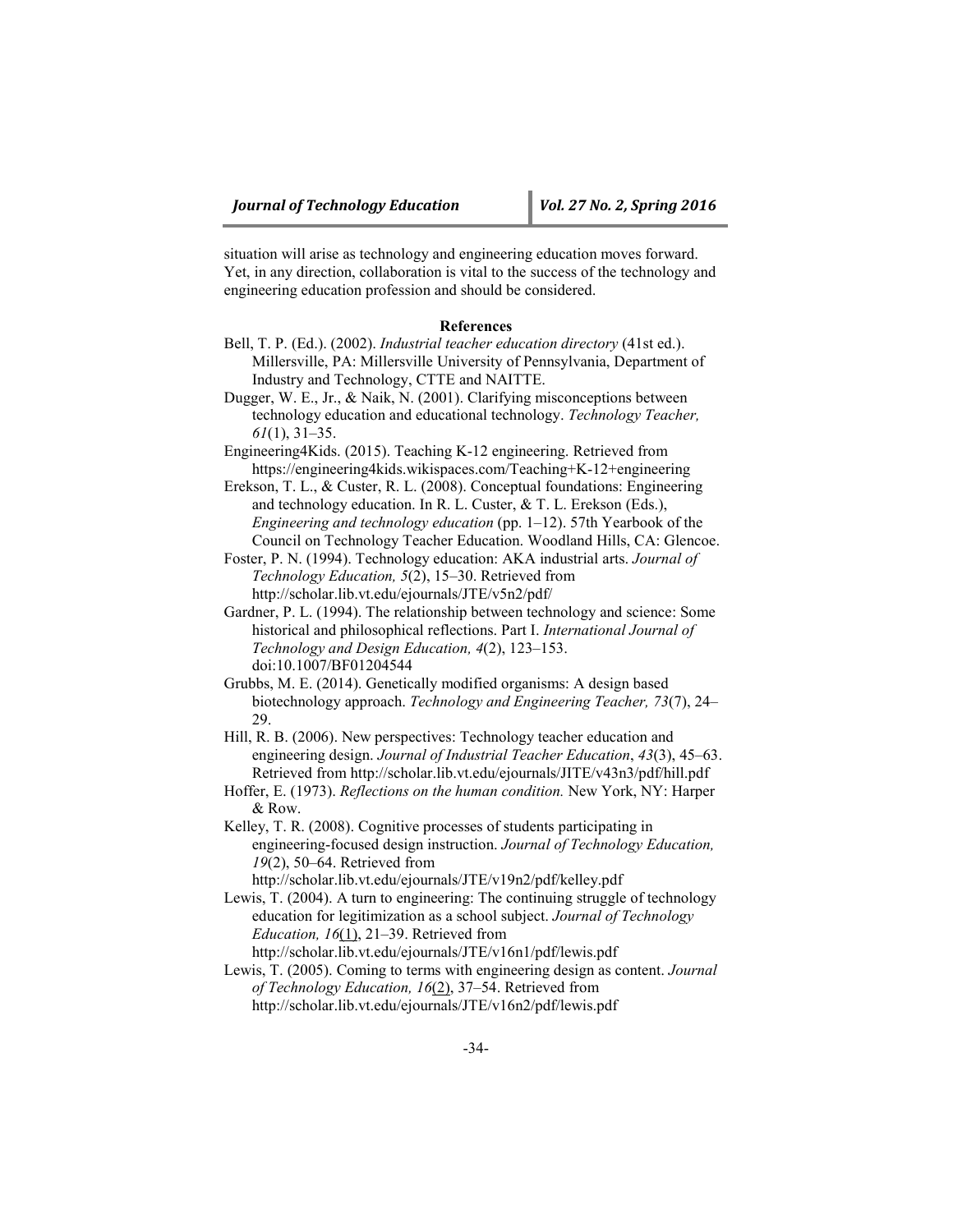situation will arise as technology and engineering education moves forward. Yet, in any direction, collaboration is vital to the success of the technology and engineering education profession and should be considered.

## References

Bell, T. P. (Ed.). (2002). *Industrial teacher education directory* (41st ed.). Millersville, PA: Millersville University of Pennsylvania, Department of Industry and Technology, CTTE and NAITTE.

Dugger, W. E., Jr., & Naik, N. (2001). Clarifying misconceptions between technology education and educational technology. *Technology Teacher, 61*(1), 31–35.

Engineering4Kids. (2015). Teaching K-12 engineering. Retrieved from https://engineering4kids.wikispaces.com/Teaching+K-12+engineering

Erekson, T. L., & Custer, R. L. (2008). Conceptual foundations: Engineering and technology education. In R. L. Custer, & T. L. Erekson (Eds.), *Engineering and technology education* (pp. 1–12). 57th Yearbook of the Council on Technology Teacher Education. Woodland Hills, CA: Glencoe.

Foster, P. N. (1994). Technology education: AKA industrial arts. *Journal of Technology Education, 5*(2), 15–30. Retrieved from http://scholar.lib.vt.edu/ejournals/JTE/v5n2/pdf/

Gardner, P. L. (1994). The relationship between technology and science: Some historical and philosophical reflections. Part I. *International Journal of Technology and Design Education, 4*(2), 123–153. doi:10.1007/BF01204544

Grubbs, M. E. (2014). Genetically modified organisms: A design based biotechnology approach. *Technology and Engineering Teacher, 73*(7), 24–29.

Hill, R. B. (2006). New perspectives: Technology teacher education and engineering design. *Journal of Industrial Teacher Education*, *43*(3), 45–63. Retrieved from http://scholar.lib.vt.edu/ejournals/JITE/v43n3/pdf/hill.pdf

Hoffer, E. (1973). *Reflections on the human condition.* New York, NY: Harper & Row.

Kelley, T. R. (2008). Cognitive processes of students participating in engineering-focused design instruction. *Journal of Technology Education, 19*(2), 50–64. Retrieved from http://scholar.lib.vt.edu/ejournals/JTE/v19n2/pdf/kelley.pdf

Lewis, T. (2004). A turn to engineering: The continuing struggle of technology education for legitimization as a school subject. *Journal of Technology Education, 16*(1), 21–39. Retrieved from http://scholar.lib.vt.edu/ejournals/JTE/v16n1/pdf/lewis.pdf

Lewis, T. (2005). Coming to terms with engineering design as content. *Journal of Technology Education, 16*(2), 37–54. Retrieved from http://scholar.lib.vt.edu/ejournals/JTE/v16n2/pdf/lewis.pdf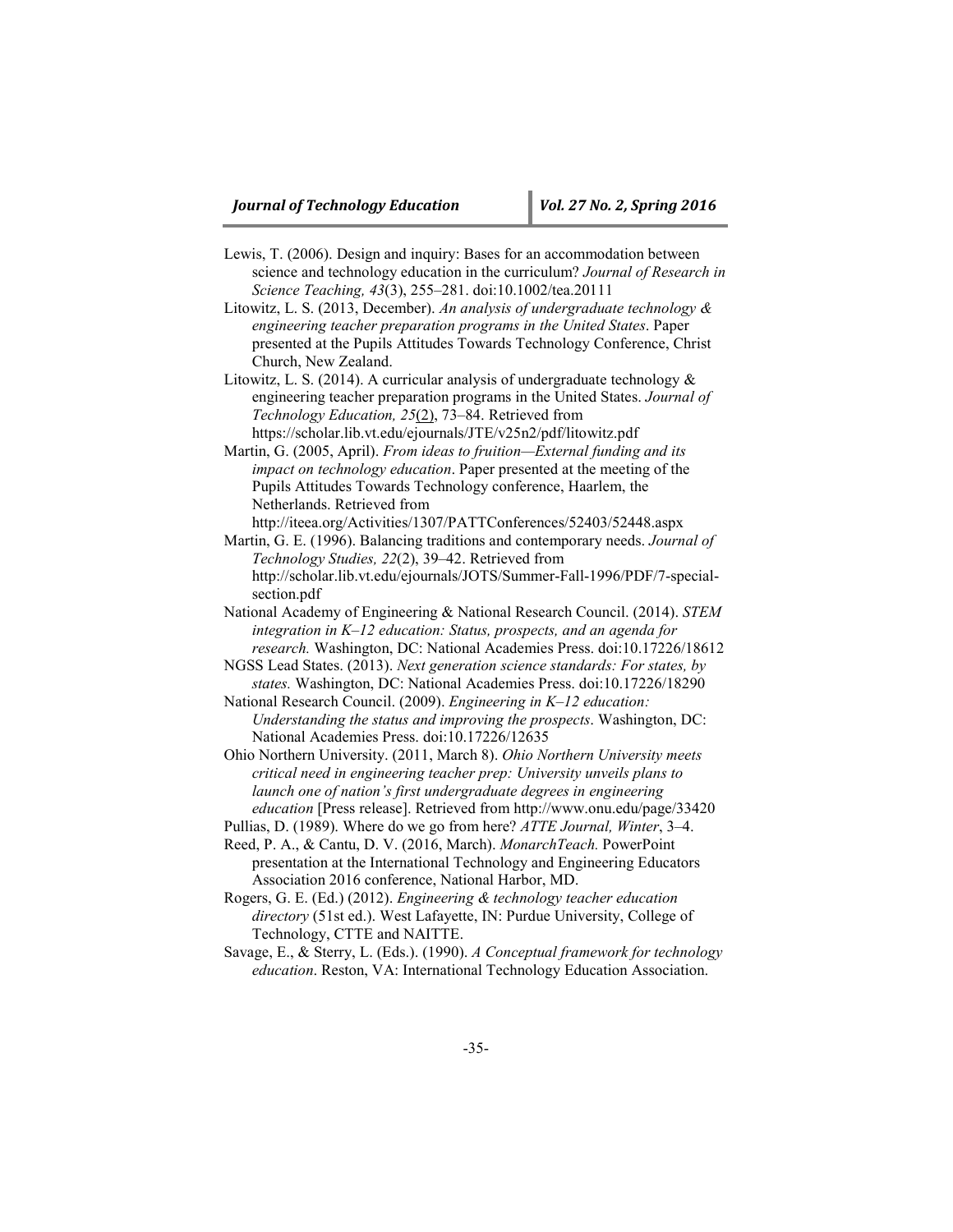Lewis, T. (2006). Design and inquiry: Bases for an accommodation between science and technology education in the curriculum? *Journal of Research in Science Teaching, 43*(3), 255–281. doi:10.1002/tea.20111

Litowitz, L. S. (2013, December). *An analysis of undergraduate technology & engineering teacher preparation programs in the United States*. Paper presented at the Pupils Attitudes Towards Technology Conference, Christ Church, New Zealand.

Litowitz, L. S. (2014). A curricular analysis of undergraduate technology & engineering teacher preparation programs in the United States. *Journal of Technology Education, 25*(2), 73–84. Retrieved from https://scholar.lib.vt.edu/ejournals/JTE/v25n2/pdf/litowitz.pdf

Martin, G. (2005, April). *From ideas to fruition—External funding and its impact on technology education*. Paper presented at the meeting of the Pupils Attitudes Towards Technology conference, Haarlem, the Netherlands. Retrieved from http://iteea.org/Activities/1307/PATTConferences/52403/52448.aspx

Martin, G. E. (1996). Balancing traditions and contemporary needs. *Journal of Technology Studies, 22*(2), 39–42. Retrieved from http://scholar.lib.vt.edu/ejournals/JOTS/Summer-Fall-1996/PDF/7-special-section.pdf

National Academy of Engineering & National Research Council. (2014). *STEM integration in K–12 education: Status, prospects, and an agenda for research.* Washington, DC: National Academies Press. doi:10.17226/18612

NGSS Lead States. (2013). *Next generation science standards: For states, by states.* Washington, DC: National Academies Press. doi:10.17226/18290

National Research Council. (2009). *Engineering in K–12 education: Understanding the status and improving the prospects*. Washington, DC: National Academies Press. doi:10.17226/12635

Ohio Northern University. (2011, March 8). *Ohio Northern University meets critical need in engineering teacher prep: University unveils plans to launch one of nation's first undergraduate degrees in engineering education* [Press release]. Retrieved from http://www.onu.edu/page/33420

Pullias, D. (1989). Where do we go from here? *ATTE Journal, Winter*, 3–4.

Reed, P. A., & Cantu, D. V. (2016, March). *MonarchTeach.* PowerPoint presentation at the International Technology and Engineering Educators Association 2016 conference, National Harbor, MD.

Rogers, G. E. (Ed.) (2012). *Engineering & technology teacher education directory* (51st ed.). West Lafayette, IN: Purdue University, College of Technology, CTTE and NAITTE.

Savage, E., & Sterry, L. (Eds.). (1990). *A Conceptual framework for technology education*. Reston, VA: International Technology Education Association.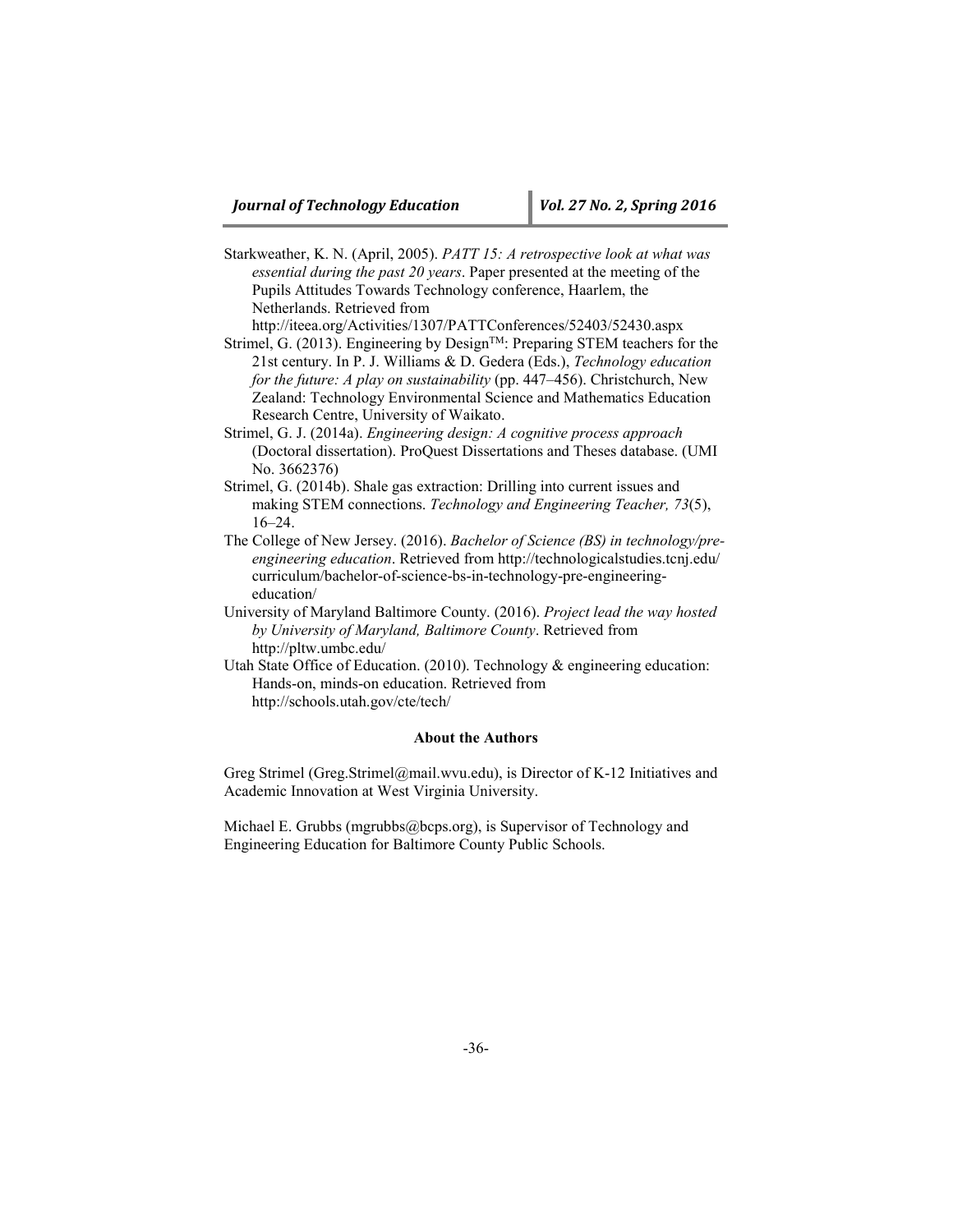Starkweather, K. N. (April, 2005). *PATT 15: A retrospective look at what was essential during the past 20 years*. Paper presented at the meeting of the Pupils Attitudes Towards Technology conference, Haarlem, the Netherlands. Retrieved from http://iteea.org/Activities/1307/PATTConferences/52403/52430.aspx

Strimel, G. (2013). Engineering by Design™: Preparing STEM teachers for the 21st century. In P. J. Williams & D. Gedera (Eds.), *Technology education for the future: A play on sustainability* (pp. 447–456). Christchurch, New Zealand: Technology Environmental Science and Mathematics Education Research Centre, University of Waikato.

Strimel, G. J. (2014a). *Engineering design: A cognitive process approach* (Doctoral dissertation). ProQuest Dissertations and Theses database. (UMI No. 3662376)

Strimel, G. (2014b). Shale gas extraction: Drilling into current issues and making STEM connections. *Technology and Engineering Teacher, 73*(5), 16–24.

The College of New Jersey. (2016). *Bachelor of Science (BS) in technology/pre-engineering education*. Retrieved from http://technologicalstudies.tcnj.edu/curriculum/bachelor-of-science-bs-in-technology-pre-engineering-education/

University of Maryland Baltimore County. (2016). *Project lead the way hosted by University of Maryland, Baltimore County*. Retrieved from http://pltw.umbc.edu/

Utah State Office of Education. (2010). Technology & engineering education: Hands-on, minds-on education. Retrieved from http://schools.utah.gov/cte/tech/

## About the Authors

Greg Strimel (Greg.Strimel@mail.wvu.edu), is Director of K-12 Initiatives and Academic Innovation at West Virginia University.

Michael E. Grubbs (mgrubbs@bcps.org), is Supervisor of Technology and Engineering Education for Baltimore County Public Schools.